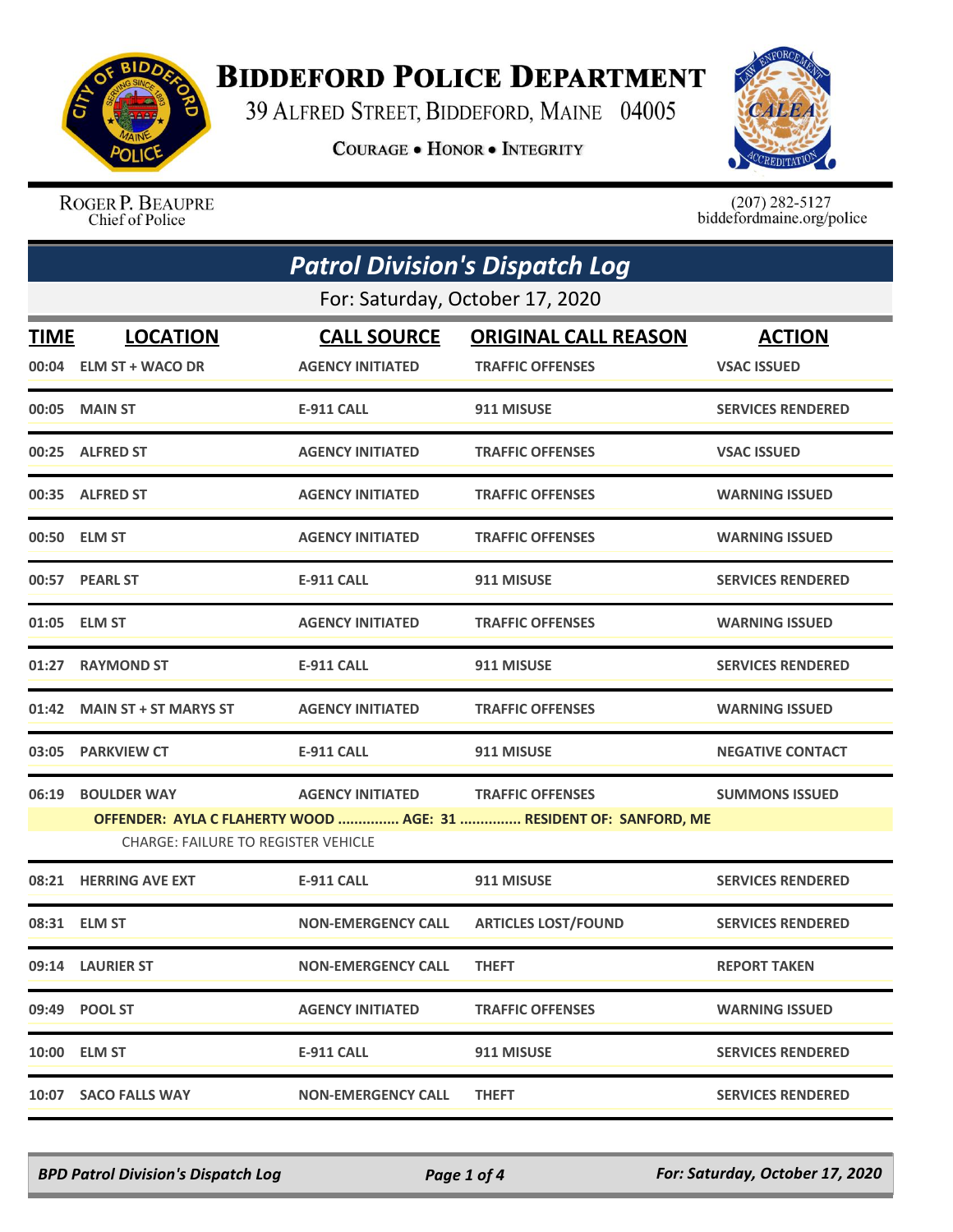# BIDDEFORD POLICE DEPARTMENT

39 ALFRED STREET, BIDDEFORD, MAINE 04005

**COURAGE • HONOR • INTEGRITY**

ROGER P. BEAUPRE
Chief of Police

(207) 282-5127
biddefordmaine.org/police

## *Patrol Division's Dispatch Log*

For: Saturday, October 17, 2020

| TIME | LOCATION | CALL SOURCE | ORIGINAL CALL REASON | ACTION |
|---|---|---|---|---|
| 00:04 | ELM ST + WACO DR | AGENCY INITIATED | TRAFFIC OFFENSES | VSAC ISSUED |
| 00:05 | MAIN ST | E-911 CALL | 911 MISUSE | SERVICES RENDERED |
| 00:25 | ALFRED ST | AGENCY INITIATED | TRAFFIC OFFENSES | VSAC ISSUED |
| 00:35 | ALFRED ST | AGENCY INITIATED | TRAFFIC OFFENSES | WARNING ISSUED |
| 00:50 | ELM ST | AGENCY INITIATED | TRAFFIC OFFENSES | WARNING ISSUED |
| 00:57 | PEARL ST | E-911 CALL | 911 MISUSE | SERVICES RENDERED |
| 01:05 | ELM ST | AGENCY INITIATED | TRAFFIC OFFENSES | WARNING ISSUED |
| 01:27 | RAYMOND ST | E-911 CALL | 911 MISUSE | SERVICES RENDERED |
| 01:42 | MAIN ST + ST MARYS ST | AGENCY INITIATED | TRAFFIC OFFENSES | WARNING ISSUED |
| 03:05 | PARKVIEW CT | E-911 CALL | 911 MISUSE | NEGATIVE CONTACT |
| 06:19 | BOULDER WAY | AGENCY INITIATED | TRAFFIC OFFENSES | SUMMONS ISSUED |
| | OFFENDER: AYLA C FLAHERTY WOOD ............... AGE: 31 ............... RESIDENT OF: SANFORD, ME | | | |
| | CHARGE: FAILURE TO REGISTER VEHICLE | | | |
| 08:21 | HERRING AVE EXT | E-911 CALL | 911 MISUSE | SERVICES RENDERED |
| 08:31 | ELM ST | NON-EMERGENCY CALL | ARTICLES LOST/FOUND | SERVICES RENDERED |
| 09:14 | LAURIER ST | NON-EMERGENCY CALL | THEFT | REPORT TAKEN |
| 09:49 | POOL ST | AGENCY INITIATED | TRAFFIC OFFENSES | WARNING ISSUED |
| 10:00 | ELM ST | E-911 CALL | 911 MISUSE | SERVICES RENDERED |
| 10:07 | SACO FALLS WAY | NON-EMERGENCY CALL | THEFT | SERVICES RENDERED |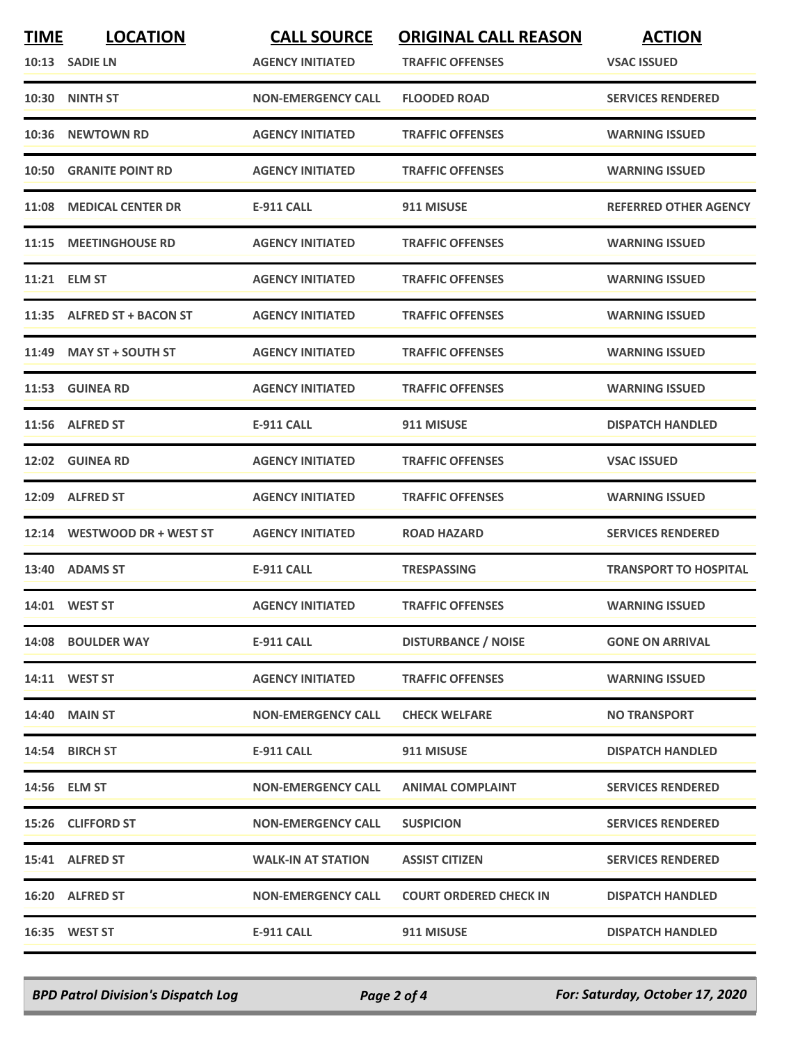| TIME | LOCATION | CALL SOURCE | ORIGINAL CALL REASON | ACTION |
|---|---|---|---|---|
| 10:13 | SADIE LN | AGENCY INITIATED | TRAFFIC OFFENSES | VSAC ISSUED |
| 10:30 | NINTH ST | NON-EMERGENCY CALL | FLOODED ROAD | SERVICES RENDERED |
| 10:36 | NEWTOWN RD | AGENCY INITIATED | TRAFFIC OFFENSES | WARNING ISSUED |
| 10:50 | GRANITE POINT RD | AGENCY INITIATED | TRAFFIC OFFENSES | WARNING ISSUED |
| 11:08 | MEDICAL CENTER DR | E-911 CALL | 911 MISUSE | REFERRED OTHER AGENCY |
| 11:15 | MEETINGHOUSE RD | AGENCY INITIATED | TRAFFIC OFFENSES | WARNING ISSUED |
| 11:21 | ELM ST | AGENCY INITIATED | TRAFFIC OFFENSES | WARNING ISSUED |
| 11:35 | ALFRED ST + BACON ST | AGENCY INITIATED | TRAFFIC OFFENSES | WARNING ISSUED |
| 11:49 | MAY ST + SOUTH ST | AGENCY INITIATED | TRAFFIC OFFENSES | WARNING ISSUED |
| 11:53 | GUINEA RD | AGENCY INITIATED | TRAFFIC OFFENSES | WARNING ISSUED |
| 11:56 | ALFRED ST | E-911 CALL | 911 MISUSE | DISPATCH HANDLED |
| 12:02 | GUINEA RD | AGENCY INITIATED | TRAFFIC OFFENSES | VSAC ISSUED |
| 12:09 | ALFRED ST | AGENCY INITIATED | TRAFFIC OFFENSES | WARNING ISSUED |
| 12:14 | WESTWOOD DR + WEST ST | AGENCY INITIATED | ROAD HAZARD | SERVICES RENDERED |
| 13:40 | ADAMS ST | E-911 CALL | TRESPASSING | TRANSPORT TO HOSPITAL |
| 14:01 | WEST ST | AGENCY INITIATED | TRAFFIC OFFENSES | WARNING ISSUED |
| 14:08 | BOULDER WAY | E-911 CALL | DISTURBANCE / NOISE | GONE ON ARRIVAL |
| 14:11 | WEST ST | AGENCY INITIATED | TRAFFIC OFFENSES | WARNING ISSUED |
| 14:40 | MAIN ST | NON-EMERGENCY CALL | CHECK WELFARE | NO TRANSPORT |
| 14:54 | BIRCH ST | E-911 CALL | 911 MISUSE | DISPATCH HANDLED |
| 14:56 | ELM ST | NON-EMERGENCY CALL | ANIMAL COMPLAINT | SERVICES RENDERED |
| 15:26 | CLIFFORD ST | NON-EMERGENCY CALL | SUSPICION | SERVICES RENDERED |
| 15:41 | ALFRED ST | WALK-IN AT STATION | ASSIST CITIZEN | SERVICES RENDERED |
| 16:20 | ALFRED ST | NON-EMERGENCY CALL | COURT ORDERED CHECK IN | DISPATCH HANDLED |
| 16:35 | WEST ST | E-911 CALL | 911 MISUSE | DISPATCH HANDLED |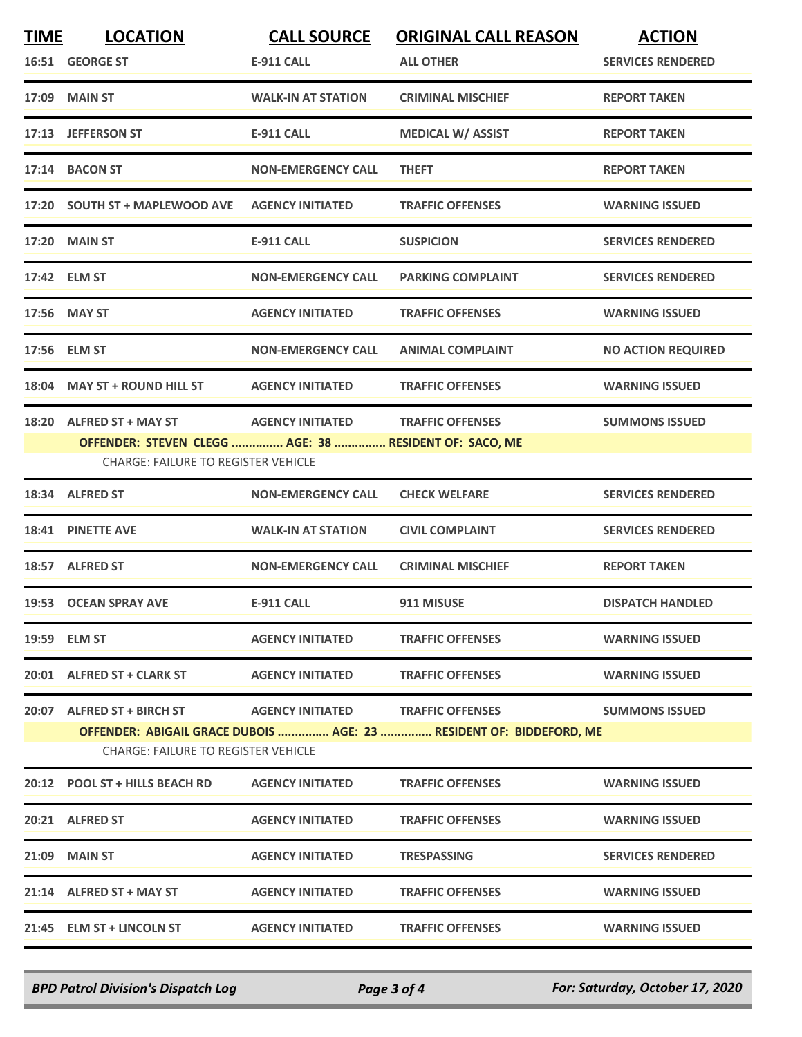| TIME | LOCATION | CALL SOURCE | ORIGINAL CALL REASON | ACTION |
|---|---|---|---|---|
| 16:51 | GEORGE ST | E-911 CALL | ALL OTHER | SERVICES RENDERED |
| 17:09 | MAIN ST | WALK-IN AT STATION | CRIMINAL MISCHIEF | REPORT TAKEN |
| 17:13 | JEFFERSON ST | E-911 CALL | MEDICAL W/ ASSIST | REPORT TAKEN |
| 17:14 | BACON ST | NON-EMERGENCY CALL | THEFT | REPORT TAKEN |
| 17:20 | SOUTH ST + MAPLEWOOD AVE | AGENCY INITIATED | TRAFFIC OFFENSES | WARNING ISSUED |
| 17:20 | MAIN ST | E-911 CALL | SUSPICION | SERVICES RENDERED |
| 17:42 | ELM ST | NON-EMERGENCY CALL | PARKING COMPLAINT | SERVICES RENDERED |
| 17:56 | MAY ST | AGENCY INITIATED | TRAFFIC OFFENSES | WARNING ISSUED |
| 17:56 | ELM ST | NON-EMERGENCY CALL | ANIMAL COMPLAINT | NO ACTION REQUIRED |
| 18:04 | MAY ST + ROUND HILL ST | AGENCY INITIATED | TRAFFIC OFFENSES | WARNING ISSUED |
| 18:20 | ALFRED ST + MAY ST | AGENCY INITIATED | TRAFFIC OFFENSES | SUMMONS ISSUED |

**OFFENDER: STEVEN CLEGG ............... AGE: 38 ............... RESIDENT OF: SACO, ME**

CHARGE: FAILURE TO REGISTER VEHICLE

| TIME | LOCATION | CALL SOURCE | ORIGINAL CALL REASON | ACTION |
|---|---|---|---|---|
| 18:34 | ALFRED ST | NON-EMERGENCY CALL | CHECK WELFARE | SERVICES RENDERED |
| 18:41 | PINETTE AVE | WALK-IN AT STATION | CIVIL COMPLAINT | SERVICES RENDERED |
| 18:57 | ALFRED ST | NON-EMERGENCY CALL | CRIMINAL MISCHIEF | REPORT TAKEN |
| 19:53 | OCEAN SPRAY AVE | E-911 CALL | 911 MISUSE | DISPATCH HANDLED |
| 19:59 | ELM ST | AGENCY INITIATED | TRAFFIC OFFENSES | WARNING ISSUED |
| 20:01 | ALFRED ST + CLARK ST | AGENCY INITIATED | TRAFFIC OFFENSES | WARNING ISSUED |
| 20:07 | ALFRED ST + BIRCH ST | AGENCY INITIATED | TRAFFIC OFFENSES | SUMMONS ISSUED |

**OFFENDER: ABIGAIL GRACE DUBOIS ............... AGE: 23 ............... RESIDENT OF: BIDDEFORD, ME**

CHARGE: FAILURE TO REGISTER VEHICLE

| TIME | LOCATION | CALL SOURCE | ORIGINAL CALL REASON | ACTION |
|---|---|---|---|---|
| 20:12 | POOL ST + HILLS BEACH RD | AGENCY INITIATED | TRAFFIC OFFENSES | WARNING ISSUED |
| 20:21 | ALFRED ST | AGENCY INITIATED | TRAFFIC OFFENSES | WARNING ISSUED |
| 21:09 | MAIN ST | AGENCY INITIATED | TRESPASSING | SERVICES RENDERED |
| 21:14 | ALFRED ST + MAY ST | AGENCY INITIATED | TRAFFIC OFFENSES | WARNING ISSUED |
| 21:45 | ELM ST + LINCOLN ST | AGENCY INITIATED | TRAFFIC OFFENSES | WARNING ISSUED |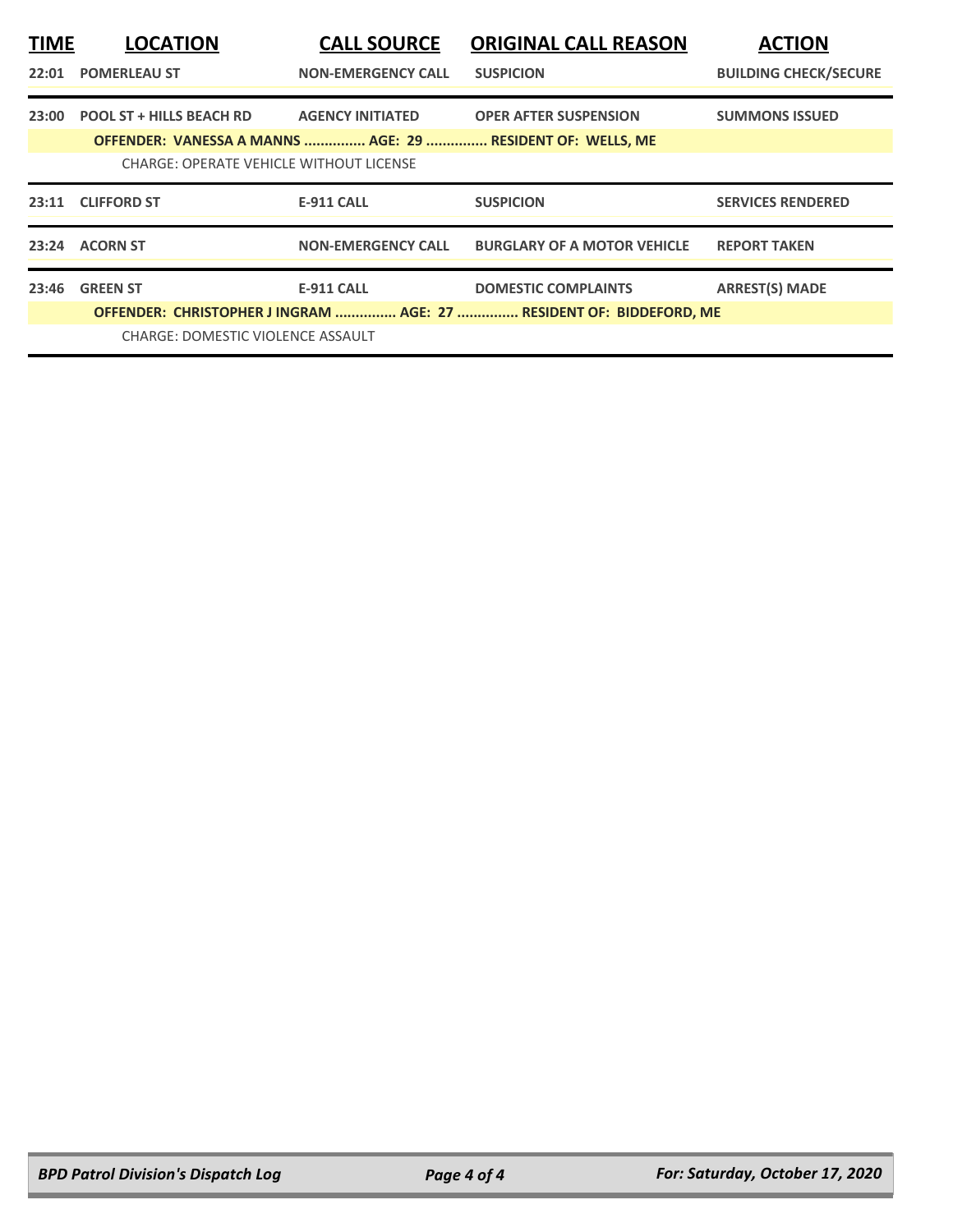| TIME | LOCATION | CALL SOURCE | ORIGINAL CALL REASON | ACTION |
|---|---|---|---|---|
| 22:01 | POMERLEAU ST | NON-EMERGENCY CALL | SUSPICION | BUILDING CHECK/SECURE |
| 23:00 | POOL ST + HILLS BEACH RD | AGENCY INITIATED | OPER AFTER SUSPENSION | SUMMONS ISSUED |
| | OFFENDER: VANESSA A MANNS ............... AGE: 29 ............... RESIDENT OF: WELLS, ME | | | |
| | CHARGE: OPERATE VEHICLE WITHOUT LICENSE | | | |
| 23:11 | CLIFFORD ST | E-911 CALL | SUSPICION | SERVICES RENDERED |
| 23:24 | ACORN ST | NON-EMERGENCY CALL | BURGLARY OF A MOTOR VEHICLE | REPORT TAKEN |
| 23:46 | GREEN ST | E-911 CALL | DOMESTIC COMPLAINTS | ARREST(S) MADE |
| | OFFENDER: CHRISTOPHER J INGRAM ............... AGE: 27 ............... RESIDENT OF: BIDDEFORD, ME | | | |
| | CHARGE: DOMESTIC VIOLENCE ASSAULT | | | |

*BPD Patrol Division's Dispatch Log* — *For: Saturday, October 17, 2020*